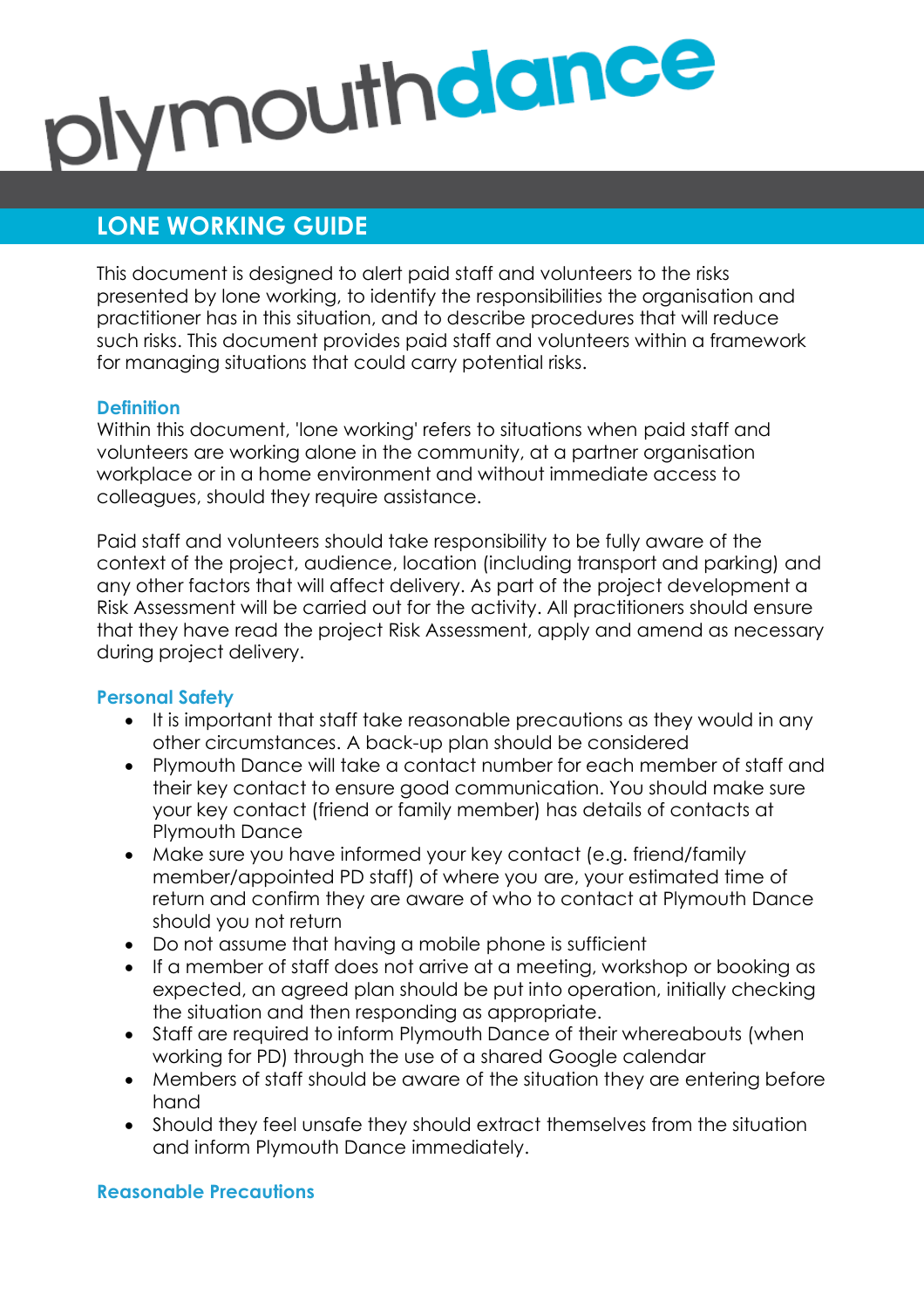plymouthdance

# LONE WORKING GUIDE

This document is designed to alert paid staff and volunteers to the risks presented by lone working, to identify the responsibilities the organisation and practitioner has in this situation, and to describe procedures that will reduce such risks. This document provides paid staff and volunteers within a framework for managing situations that could carry potential risks.

## Definition

Within this document, 'lone working' refers to situations when paid staff and volunteers are working alone in the community, at a partner organisation workplace or in a home environment and without immediate access to colleagues, should they require assistance.

Paid staff and volunteers should take responsibility to be fully aware of the context of the project, audience, location (including transport and parking) and any other factors that will affect delivery. As part of the project development a Risk Assessment will be carried out for the activity. All practitioners should ensure that they have read the project Risk Assessment, apply and amend as necessary during project delivery.

## Personal Safety

- It is important that staff take reasonable precautions as they would in any other circumstances. A back-up plan should be considered
- Plymouth Dance will take a contact number for each member of staff and their key contact to ensure good communication. You should make sure your key contact (friend or family member) has details of contacts at Plymouth Dance
- Make sure you have informed your key contact (e.g. friend/family member/appointed PD staff) of where you are, your estimated time of return and confirm they are aware of who to contact at Plymouth Dance should you not return
- Do not assume that having a mobile phone is sufficient
- If a member of staff does not arrive at a meeting, workshop or booking as expected, an agreed plan should be put into operation, initially checking the situation and then responding as appropriate.
- Staff are required to inform Plymouth Dance of their whereabouts (when working for PD) through the use of a shared Google calendar
- Members of staff should be aware of the situation they are entering before hand
- Should they feel unsafe they should extract themselves from the situation and inform Plymouth Dance immediately.

## Reasonable Precautions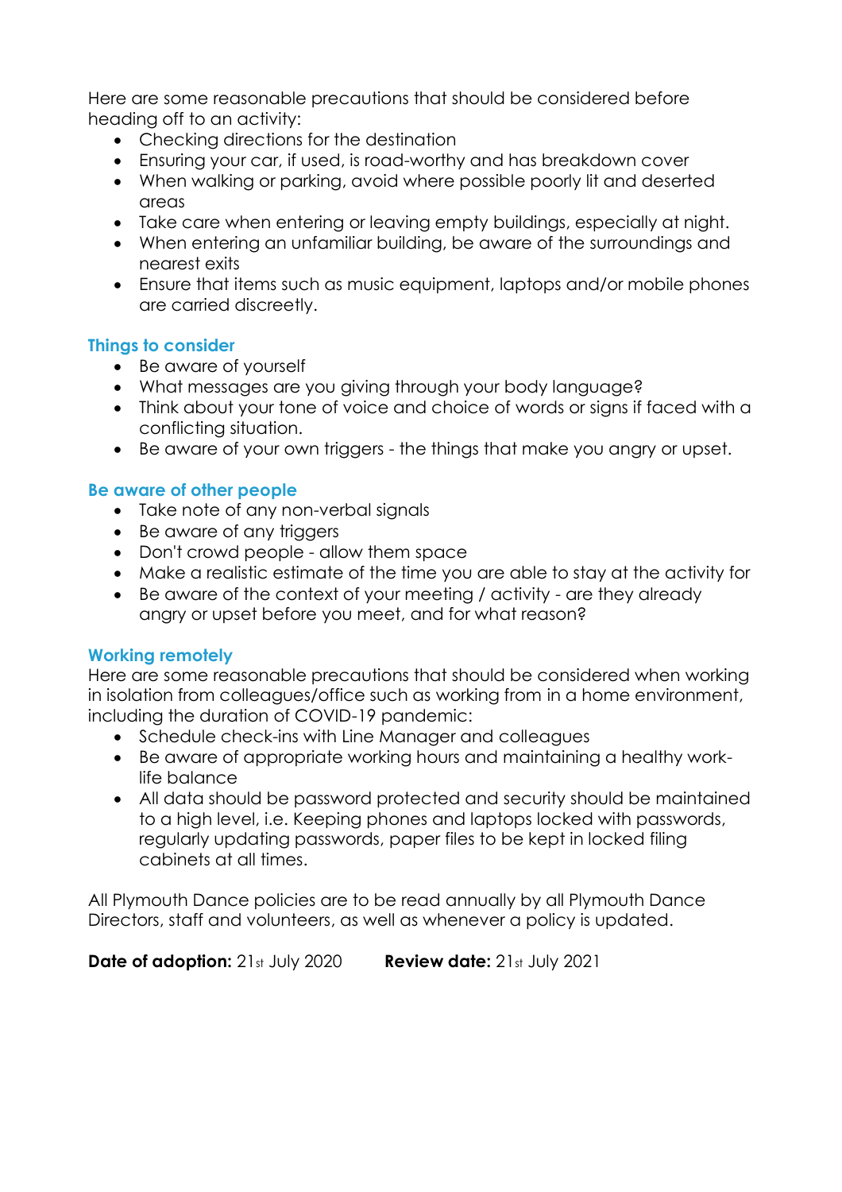Here are some reasonable precautions that should be considered before heading off to an activity:

- Checking directions for the destination
- Ensuring your car, if used, is road-worthy and has breakdown cover
- When walking or parking, avoid where possible poorly lit and deserted areas
- Take care when entering or leaving empty buildings, especially at night.
- When entering an unfamiliar building, be aware of the surroundings and nearest exits
- Ensure that items such as music equipment, laptops and/or mobile phones are carried discreetly.

### Things to consider

- Be aware of yourself
- What messages are you giving through your body language?
- Think about your tone of voice and choice of words or signs if faced with a conflicting situation.
- Be aware of your own triggers - the things that make you angry or upset.

### Be aware of other people

- Take note of any non-verbal signals
- Be aware of any triggers
- Don't crowd people - allow them space
- Make a realistic estimate of the time you are able to stay at the activity for
- Be aware of the context of your meeting / activity - are they already angry or upset before you meet, and for what reason?

### Working remotely

Here are some reasonable precautions that should be considered when working in isolation from colleagues/office such as working from in a home environment, including the duration of COVID-19 pandemic:

- Schedule check-ins with Line Manager and colleagues
- Be aware of appropriate working hours and maintaining a healthy work-life balance
- All data should be password protected and security should be maintained to a high level, i.e. Keeping phones and laptops locked with passwords, regularly updating passwords, paper files to be kept in locked filing cabinets at all times.

All Plymouth Dance policies are to be read annually by all Plymouth Dance Directors, staff and volunteers, as well as whenever a policy is updated.

**Date of adoption:** 21st July 2020 **Review date:** 21st July 2021